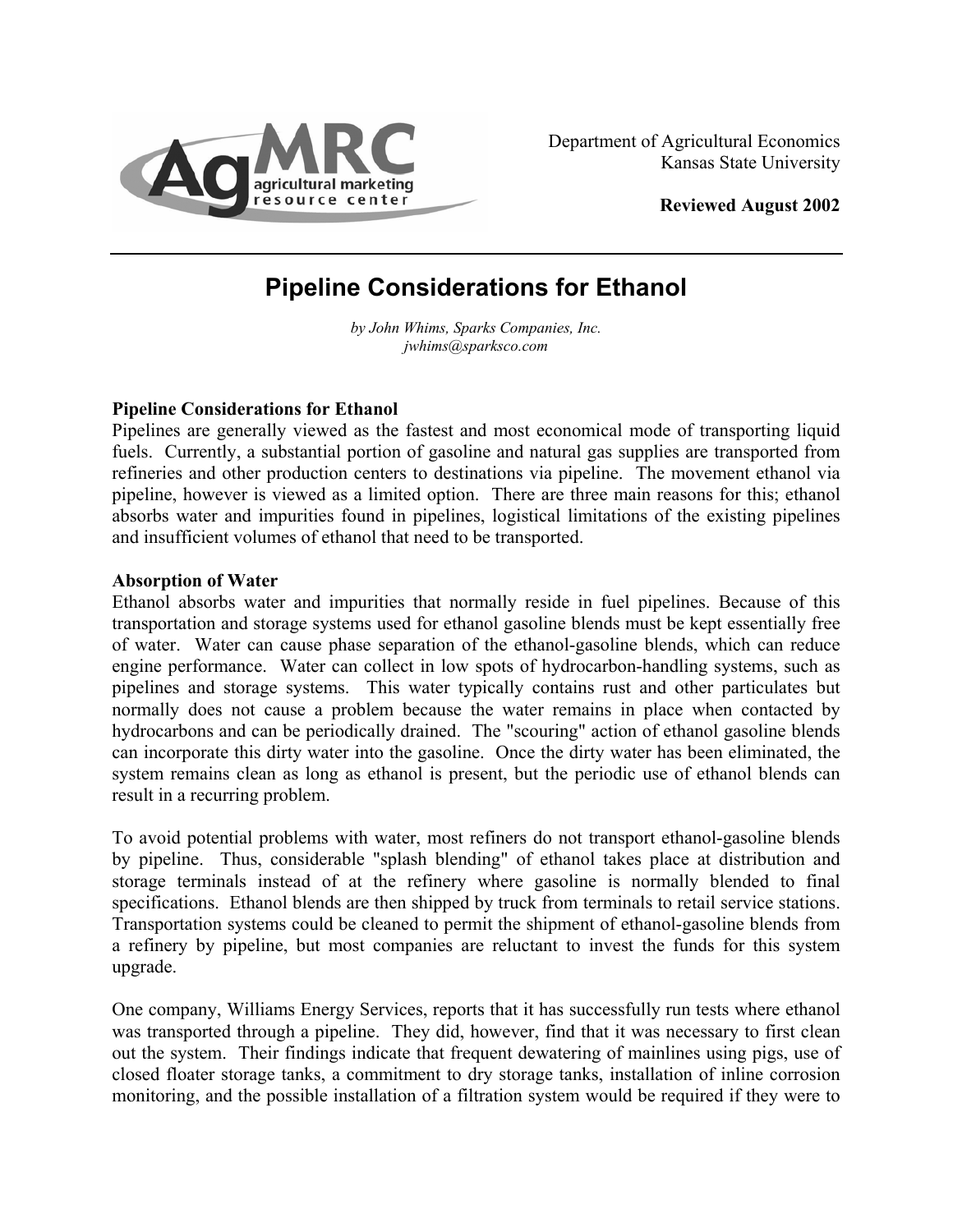Department of Agricultural Economics
Kansas State University

**Reviewed August 2002**

# Pipeline Considerations for Ethanol

*by John Whims, Sparks Companies, Inc.*
*jwhims@sparksco.com*

**Pipeline Considerations for Ethanol**

Pipelines are generally viewed as the fastest and most economical mode of transporting liquid fuels. Currently, a substantial portion of gasoline and natural gas supplies are transported from refineries and other production centers to destinations via pipeline. The movement ethanol via pipeline, however is viewed as a limited option. There are three main reasons for this; ethanol absorbs water and impurities found in pipelines, logistical limitations of the existing pipelines and insufficient volumes of ethanol that need to be transported.

**Absorption of Water**

Ethanol absorbs water and impurities that normally reside in fuel pipelines. Because of this transportation and storage systems used for ethanol gasoline blends must be kept essentially free of water. Water can cause phase separation of the ethanol-gasoline blends, which can reduce engine performance. Water can collect in low spots of hydrocarbon-handling systems, such as pipelines and storage systems. This water typically contains rust and other particulates but normally does not cause a problem because the water remains in place when contacted by hydrocarbons and can be periodically drained. The "scouring" action of ethanol gasoline blends can incorporate this dirty water into the gasoline. Once the dirty water has been eliminated, the system remains clean as long as ethanol is present, but the periodic use of ethanol blends can result in a recurring problem.

To avoid potential problems with water, most refiners do not transport ethanol-gasoline blends by pipeline. Thus, considerable "splash blending" of ethanol takes place at distribution and storage terminals instead of at the refinery where gasoline is normally blended to final specifications. Ethanol blends are then shipped by truck from terminals to retail service stations. Transportation systems could be cleaned to permit the shipment of ethanol-gasoline blends from a refinery by pipeline, but most companies are reluctant to invest the funds for this system upgrade.

One company, Williams Energy Services, reports that it has successfully run tests where ethanol was transported through a pipeline. They did, however, find that it was necessary to first clean out the system. Their findings indicate that frequent dewatering of mainlines using pigs, use of closed floater storage tanks, a commitment to dry storage tanks, installation of inline corrosion monitoring, and the possible installation of a filtration system would be required if they were to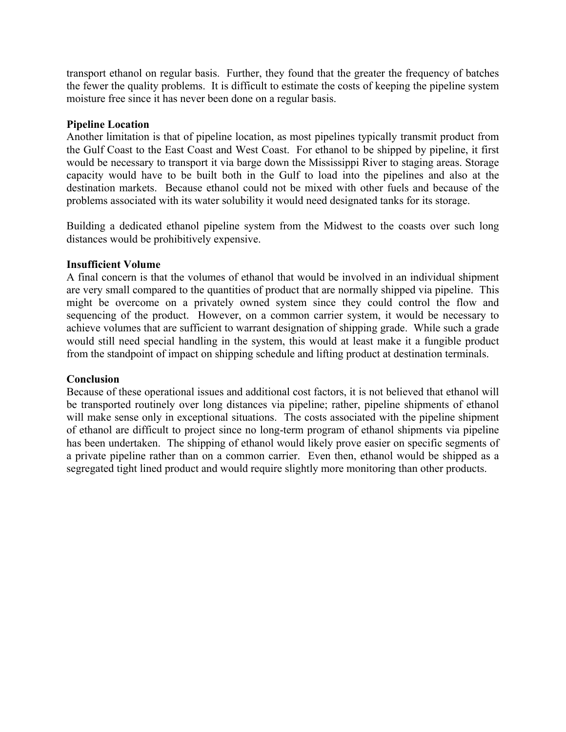transport ethanol on regular basis. Further, they found that the greater the frequency of batches the fewer the quality problems. It is difficult to estimate the costs of keeping the pipeline system moisture free since it has never been done on a regular basis.

**Pipeline Location**

Another limitation is that of pipeline location, as most pipelines typically transmit product from the Gulf Coast to the East Coast and West Coast. For ethanol to be shipped by pipeline, it first would be necessary to transport it via barge down the Mississippi River to staging areas. Storage capacity would have to be built both in the Gulf to load into the pipelines and also at the destination markets. Because ethanol could not be mixed with other fuels and because of the problems associated with its water solubility it would need designated tanks for its storage.

Building a dedicated ethanol pipeline system from the Midwest to the coasts over such long distances would be prohibitively expensive.

**Insufficient Volume**

A final concern is that the volumes of ethanol that would be involved in an individual shipment are very small compared to the quantities of product that are normally shipped via pipeline. This might be overcome on a privately owned system since they could control the flow and sequencing of the product. However, on a common carrier system, it would be necessary to achieve volumes that are sufficient to warrant designation of shipping grade. While such a grade would still need special handling in the system, this would at least make it a fungible product from the standpoint of impact on shipping schedule and lifting product at destination terminals.

**Conclusion**

Because of these operational issues and additional cost factors, it is not believed that ethanol will be transported routinely over long distances via pipeline; rather, pipeline shipments of ethanol will make sense only in exceptional situations. The costs associated with the pipeline shipment of ethanol are difficult to project since no long-term program of ethanol shipments via pipeline has been undertaken. The shipping of ethanol would likely prove easier on specific segments of a private pipeline rather than on a common carrier. Even then, ethanol would be shipped as a segregated tight lined product and would require slightly more monitoring than other products.